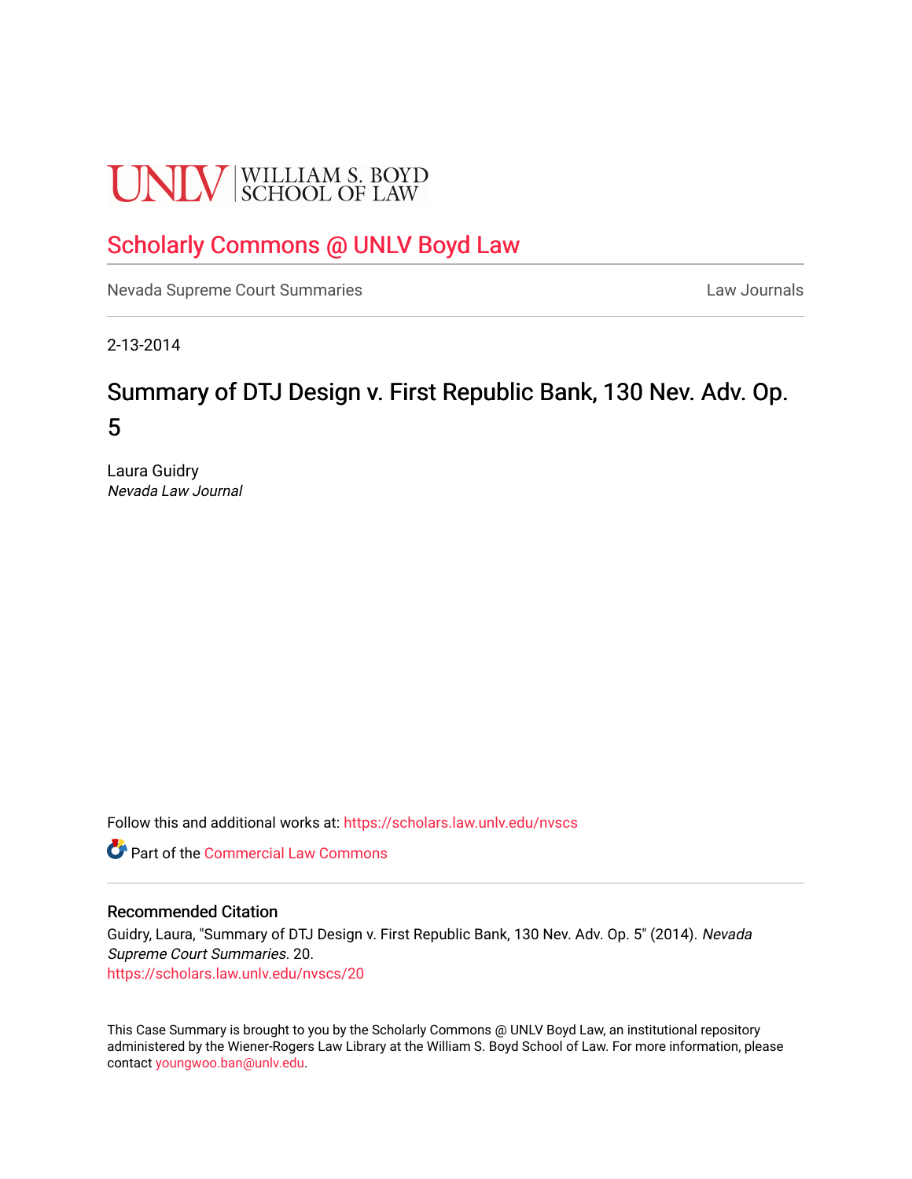UNLV | WILLIAM S. BOYD SCHOOL OF LAW

Scholarly Commons @ UNLV Boyd Law

Nevada Supreme Court Summaries — Law Journals

2-13-2014

# Summary of DTJ Design v. First Republic Bank, 130 Nev. Adv. Op. 5

Laura Guidry
*Nevada Law Journal*

Follow this and additional works at: https://scholars.law.unlv.edu/nvscs

Part of the Commercial Law Commons

## Recommended Citation

Guidry, Laura, "Summary of DTJ Design v. First Republic Bank, 130 Nev. Adv. Op. 5" (2014). *Nevada Supreme Court Summaries*. 20.
https://scholars.law.unlv.edu/nvscs/20

This Case Summary is brought to you by the Scholarly Commons @ UNLV Boyd Law, an institutional repository administered by the Wiener-Rogers Law Library at the William S. Boyd School of Law. For more information, please contact youngwoo.ban@unlv.edu.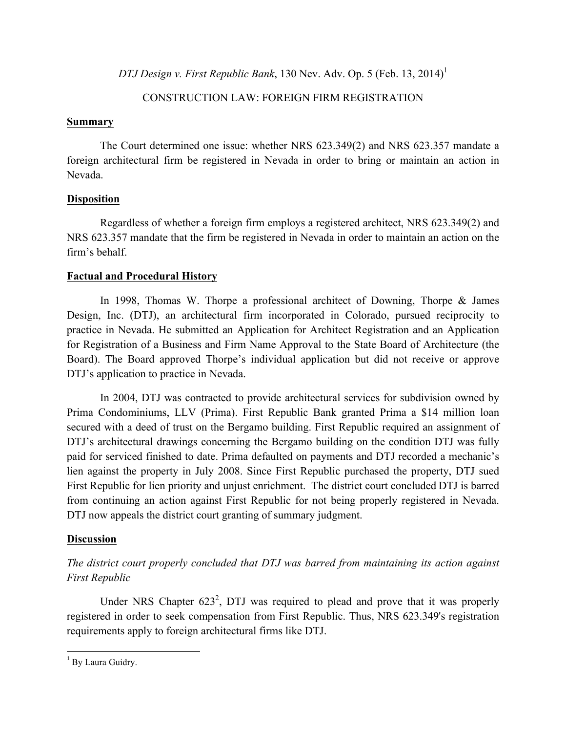*DTJ Design v. First Republic Bank*, 130 Nev. Adv. Op. 5 (Feb. 13, 2014)[1]

CONSTRUCTION LAW: FOREIGN FIRM REGISTRATION

## Summary

The Court determined one issue: whether NRS 623.349(2) and NRS 623.357 mandate a foreign architectural firm be registered in Nevada in order to bring or maintain an action in Nevada.

## Disposition

Regardless of whether a foreign firm employs a registered architect, NRS 623.349(2) and NRS 623.357 mandate that the firm be registered in Nevada in order to maintain an action on the firm's behalf.

## Factual and Procedural History

In 1998, Thomas W. Thorpe a professional architect of Downing, Thorpe & James Design, Inc. (DTJ), an architectural firm incorporated in Colorado, pursued reciprocity to practice in Nevada. He submitted an Application for Architect Registration and an Application for Registration of a Business and Firm Name Approval to the State Board of Architecture (the Board). The Board approved Thorpe's individual application but did not receive or approve DTJ's application to practice in Nevada.

In 2004, DTJ was contracted to provide architectural services for subdivision owned by Prima Condominiums, LLV (Prima). First Republic Bank granted Prima a $14 million loan secured with a deed of trust on the Bergamo building. First Republic required an assignment of DTJ's architectural drawings concerning the Bergamo building on the condition DTJ was fully paid for serviced finished to date. Prima defaulted on payments and DTJ recorded a mechanic's lien against the property in July 2008. Since First Republic purchased the property, DTJ sued First Republic for lien priority and unjust enrichment. The district court concluded DTJ is barred from continuing an action against First Republic for not being properly registered in Nevada. DTJ now appeals the district court granting of summary judgment.

## Discussion

*The district court properly concluded that DTJ was barred from maintaining its action against First Republic*

Under NRS Chapter 623[2], DTJ was required to plead and prove that it was properly registered in order to seek compensation from First Republic. Thus, NRS 623.349's registration requirements apply to foreign architectural firms like DTJ.

---

[1] By Laura Guidry.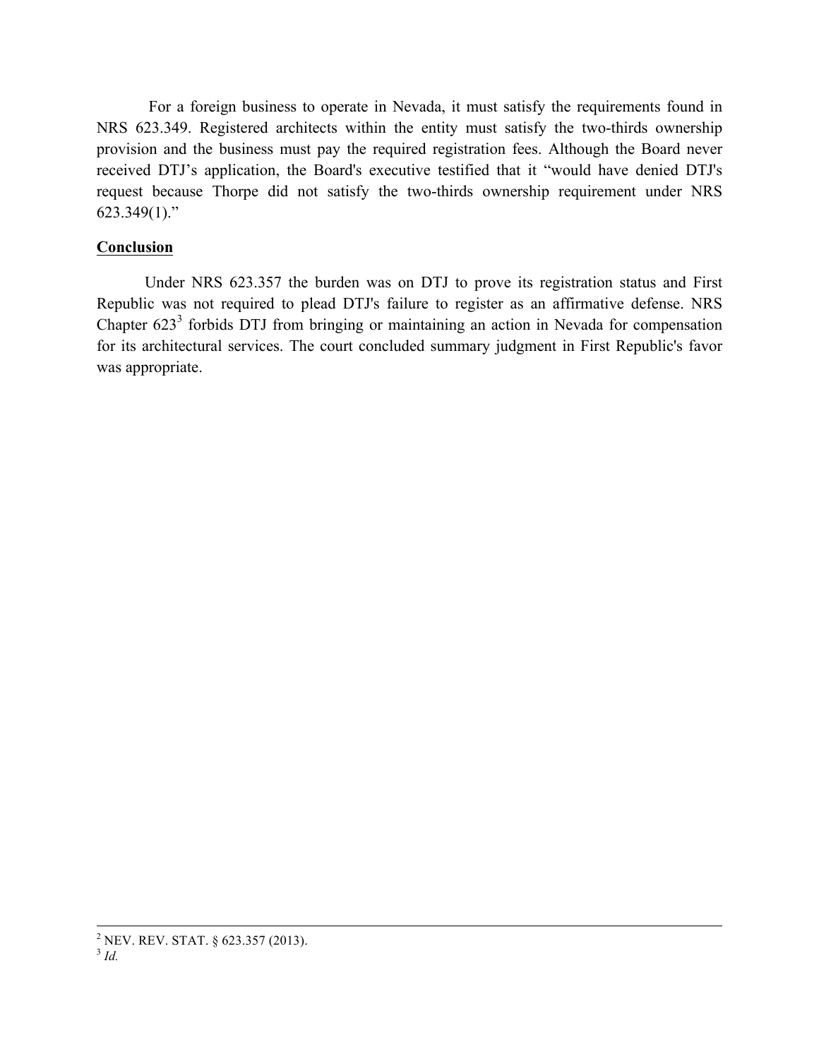For a foreign business to operate in Nevada, it must satisfy the requirements found in NRS 623.349. Registered architects within the entity must satisfy the two-thirds ownership provision and the business must pay the required registration fees. Although the Board never received DTJ's application, the Board's executive testified that it "would have denied DTJ's request because Thorpe did not satisfy the two-thirds ownership requirement under NRS 623.349(1)."

**Conclusion**

Under NRS 623.357 the burden was on DTJ to prove its registration status and First Republic was not required to plead DTJ's failure to register as an affirmative defense. NRS Chapter 623[3] forbids DTJ from bringing or maintaining an action in Nevada for compensation for its architectural services. The court concluded summary judgment in First Republic's favor was appropriate.

---

[2] NEV. REV. STAT. § 623.357 (2013).

[3] *Id.*